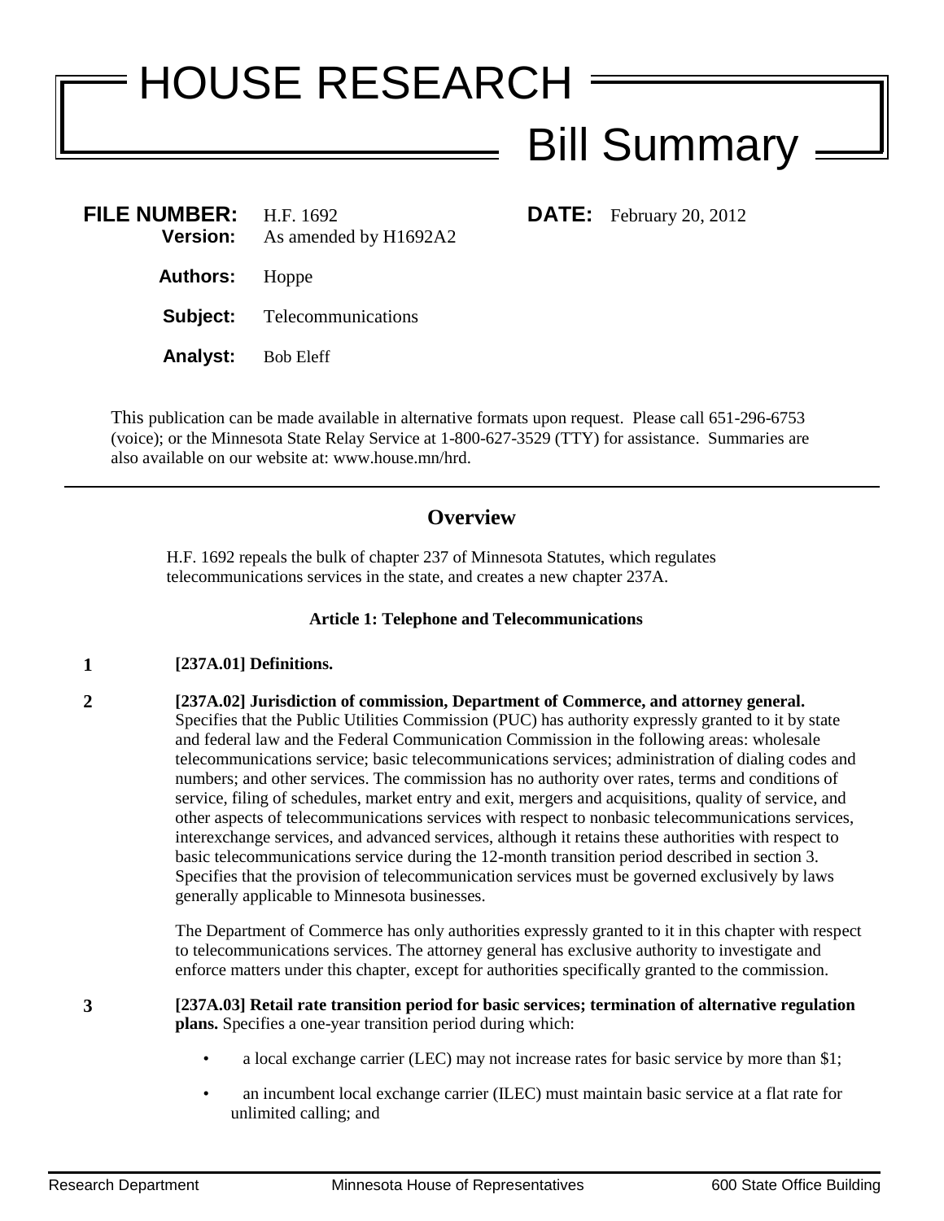# HOUSE RESEARCH

## Bill Summary

**FILE NUMBER:** H.F. 1692
**Version:** As amended by H1692A2

**DATE:** February 20, 2012

**Authors:** Hoppe

**Subject:** Telecommunications

**Analyst:** Bob Eleff

This publication can be made available in alternative formats upon request. Please call 651-296-6753 (voice); or the Minnesota State Relay Service at 1-800-627-3529 (TTY) for assistance. Summaries are also available on our website at: www.house.mn/hrd.

---

## Overview

H.F. 1692 repeals the bulk of chapter 237 of Minnesota Statutes, which regulates telecommunications services in the state, and creates a new chapter 237A.

### Article 1: Telephone and Telecommunications

**1** **[237A.01] Definitions.**

**2** **[237A.02] Jurisdiction of commission, Department of Commerce, and attorney general.** Specifies that the Public Utilities Commission (PUC) has authority expressly granted to it by state and federal law and the Federal Communication Commission in the following areas: wholesale telecommunications service; basic telecommunications services; administration of dialing codes and numbers; and other services. The commission has no authority over rates, terms and conditions of service, filing of schedules, market entry and exit, mergers and acquisitions, quality of service, and other aspects of telecommunications services with respect to nonbasic telecommunications services, interexchange services, and advanced services, although it retains these authorities with respect to basic telecommunications service during the 12-month transition period described in section 3. Specifies that the provision of telecommunication services must be governed exclusively by laws generally applicable to Minnesota businesses.

The Department of Commerce has only authorities expressly granted to it in this chapter with respect to telecommunications services. The attorney general has exclusive authority to investigate and enforce matters under this chapter, except for authorities specifically granted to the commission.

**3** **[237A.03] Retail rate transition period for basic services; termination of alternative regulation plans.** Specifies a one-year transition period during which:

- a local exchange carrier (LEC) may not increase rates for basic service by more than $1;
- an incumbent local exchange carrier (ILEC) must maintain basic service at a flat rate for unlimited calling; and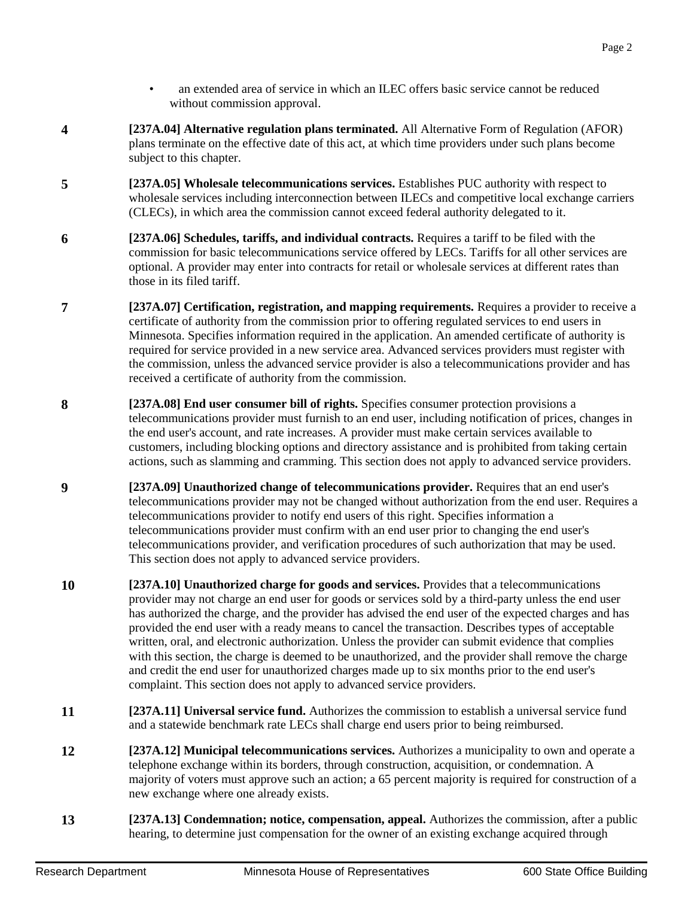- an extended area of service in which an ILEC offers basic service cannot be reduced without commission approval.

**4** **[237A.04] Alternative regulation plans terminated.** All Alternative Form of Regulation (AFOR) plans terminate on the effective date of this act, at which time providers under such plans become subject to this chapter.

**5** **[237A.05] Wholesale telecommunications services.** Establishes PUC authority with respect to wholesale services including interconnection between ILECs and competitive local exchange carriers (CLECs), in which area the commission cannot exceed federal authority delegated to it.

**6** **[237A.06] Schedules, tariffs, and individual contracts.** Requires a tariff to be filed with the commission for basic telecommunications service offered by LECs. Tariffs for all other services are optional. A provider may enter into contracts for retail or wholesale services at different rates than those in its filed tariff.

**7** **[237A.07] Certification, registration, and mapping requirements.** Requires a provider to receive a certificate of authority from the commission prior to offering regulated services to end users in Minnesota. Specifies information required in the application. An amended certificate of authority is required for service provided in a new service area. Advanced services providers must register with the commission, unless the advanced service provider is also a telecommunications provider and has received a certificate of authority from the commission.

**8** **[237A.08] End user consumer bill of rights.** Specifies consumer protection provisions a telecommunications provider must furnish to an end user, including notification of prices, changes in the end user's account, and rate increases. A provider must make certain services available to customers, including blocking options and directory assistance and is prohibited from taking certain actions, such as slamming and cramming. This section does not apply to advanced service providers.

**9** **[237A.09] Unauthorized change of telecommunications provider.** Requires that an end user's telecommunications provider may not be changed without authorization from the end user. Requires a telecommunications provider to notify end users of this right. Specifies information a telecommunications provider must confirm with an end user prior to changing the end user's telecommunications provider, and verification procedures of such authorization that may be used. This section does not apply to advanced service providers.

**10** **[237A.10] Unauthorized charge for goods and services.** Provides that a telecommunications provider may not charge an end user for goods or services sold by a third-party unless the end user has authorized the charge, and the provider has advised the end user of the expected charges and has provided the end user with a ready means to cancel the transaction. Describes types of acceptable written, oral, and electronic authorization. Unless the provider can submit evidence that complies with this section, the charge is deemed to be unauthorized, and the provider shall remove the charge and credit the end user for unauthorized charges made up to six months prior to the end user's complaint. This section does not apply to advanced service providers.

**11** **[237A.11] Universal service fund.** Authorizes the commission to establish a universal service fund and a statewide benchmark rate LECs shall charge end users prior to being reimbursed.

**12** **[237A.12] Municipal telecommunications services.** Authorizes a municipality to own and operate a telephone exchange within its borders, through construction, acquisition, or condemnation. A majority of voters must approve such an action; a 65 percent majority is required for construction of a new exchange where one already exists.

**13** **[237A.13] Condemnation; notice, compensation, appeal.** Authorizes the commission, after a public hearing, to determine just compensation for the owner of an existing exchange acquired through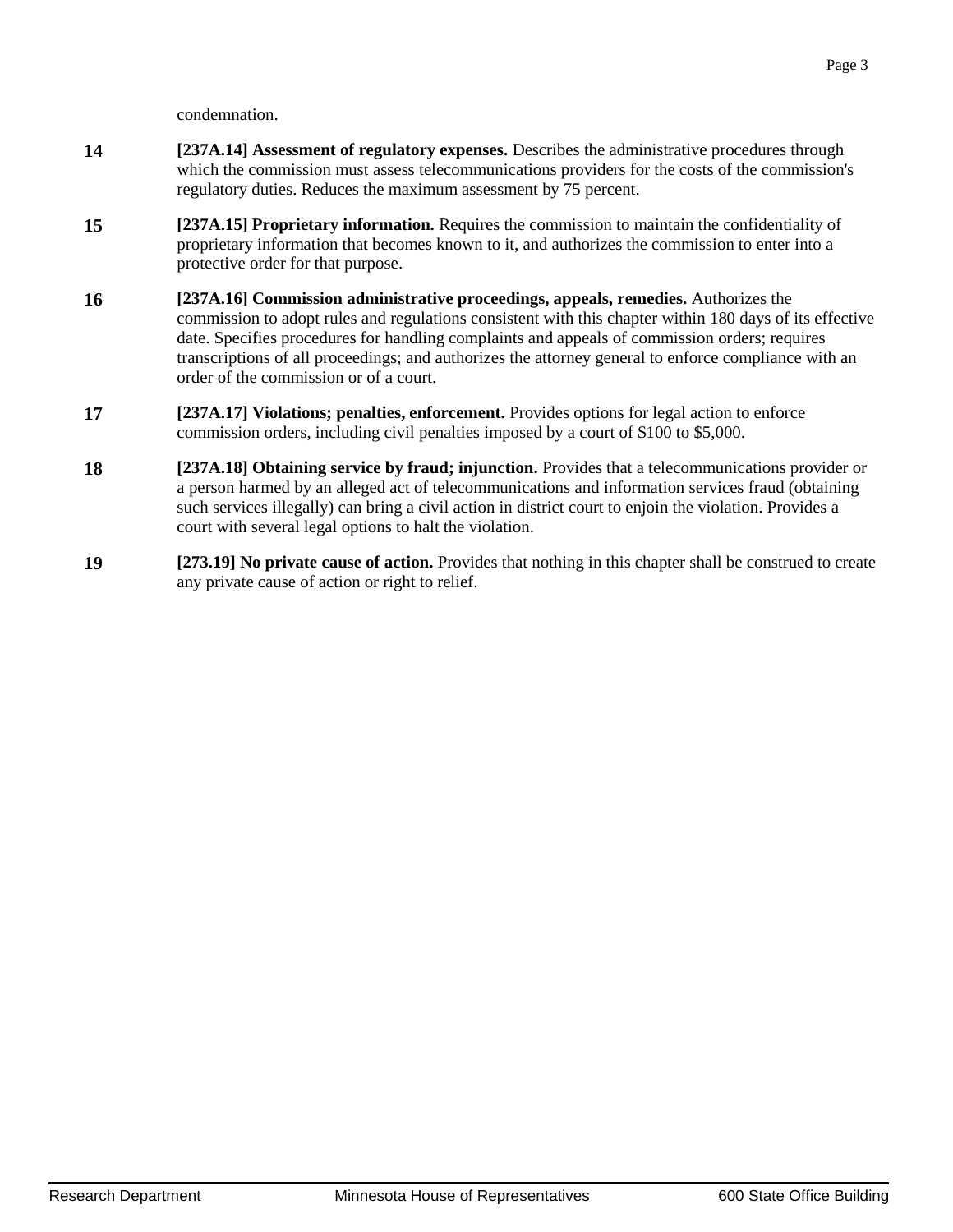condemnation.

**14** **[237A.14] Assessment of regulatory expenses.** Describes the administrative procedures through which the commission must assess telecommunications providers for the costs of the commission's regulatory duties. Reduces the maximum assessment by 75 percent.

**15** **[237A.15] Proprietary information.** Requires the commission to maintain the confidentiality of proprietary information that becomes known to it, and authorizes the commission to enter into a protective order for that purpose.

**16** **[237A.16] Commission administrative proceedings, appeals, remedies.** Authorizes the commission to adopt rules and regulations consistent with this chapter within 180 days of its effective date. Specifies procedures for handling complaints and appeals of commission orders; requires transcriptions of all proceedings; and authorizes the attorney general to enforce compliance with an order of the commission or of a court.

**17** **[237A.17] Violations; penalties, enforcement.** Provides options for legal action to enforce commission orders, including civil penalties imposed by a court of $100 to $5,000.

**18** **[237A.18] Obtaining service by fraud; injunction.** Provides that a telecommunications provider or a person harmed by an alleged act of telecommunications and information services fraud (obtaining such services illegally) can bring a civil action in district court to enjoin the violation. Provides a court with several legal options to halt the violation.

**19** **[273.19] No private cause of action.** Provides that nothing in this chapter shall be construed to create any private cause of action or right to relief.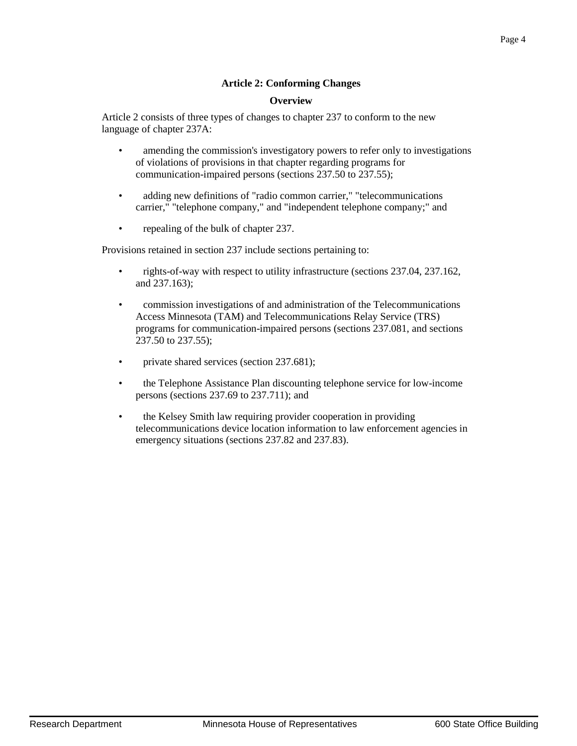## Article 2: Conforming Changes

### Overview

Article 2 consists of three types of changes to chapter 237 to conform to the new language of chapter 237A:

- amending the commission's investigatory powers to refer only to investigations of violations of provisions in that chapter regarding programs for communication-impaired persons (sections 237.50 to 237.55);
- adding new definitions of "radio common carrier," "telecommunications carrier," "telephone company," and "independent telephone company;" and
- repealing of the bulk of chapter 237.

Provisions retained in section 237 include sections pertaining to:

- rights-of-way with respect to utility infrastructure (sections 237.04, 237.162, and 237.163);
- commission investigations of and administration of the Telecommunications Access Minnesota (TAM) and Telecommunications Relay Service (TRS) programs for communication-impaired persons (sections 237.081, and sections 237.50 to 237.55);
- private shared services (section 237.681);
- the Telephone Assistance Plan discounting telephone service for low-income persons (sections 237.69 to 237.711); and
- the Kelsey Smith law requiring provider cooperation in providing telecommunications device location information to law enforcement agencies in emergency situations (sections 237.82 and 237.83).